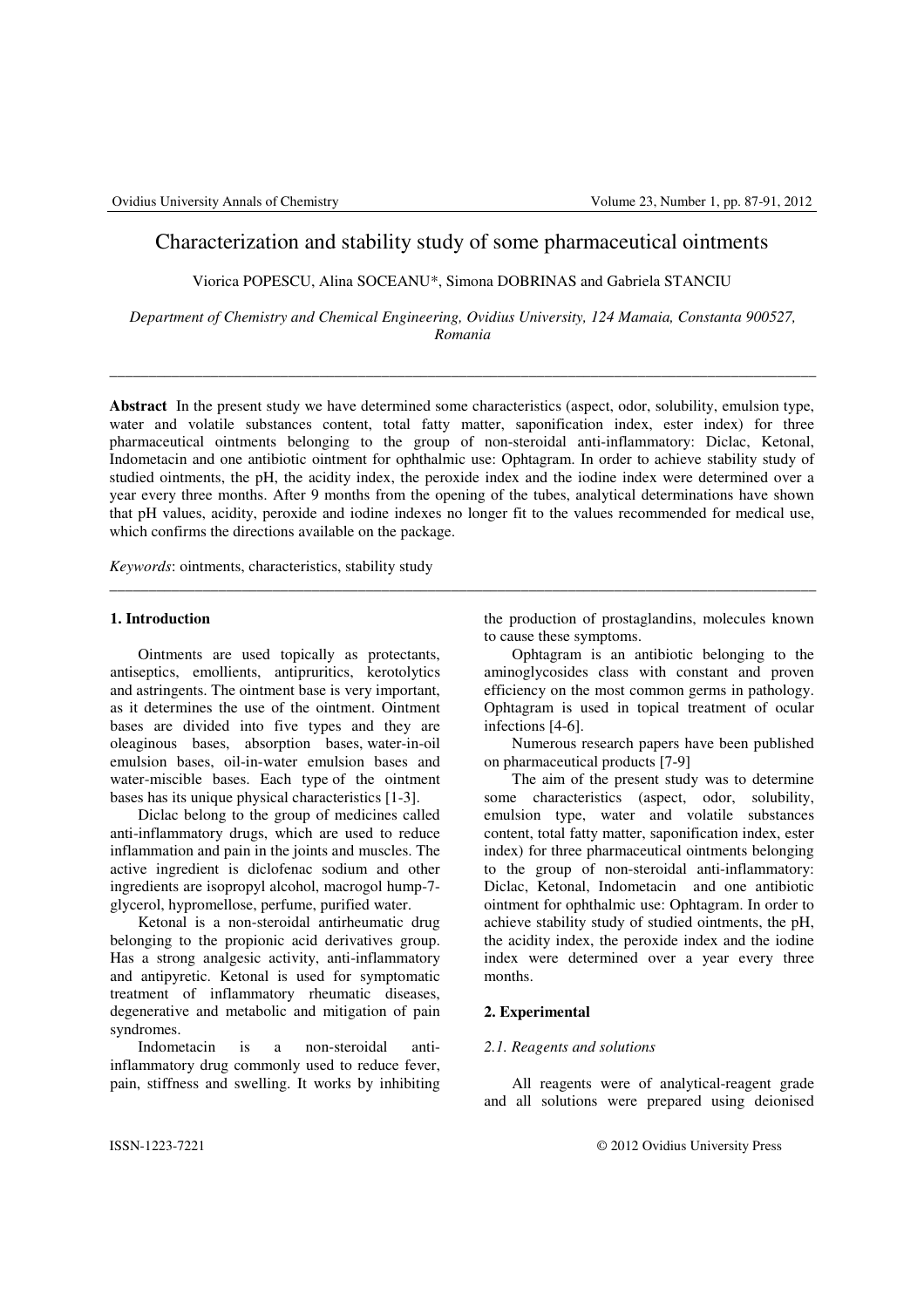# Characterization and stability study of some pharmaceutical ointments

Viorica POPESCU, Alina SOCEANU*, Simona DOBRINAS and Gabriela STANCIU

*Department of Chemistry and Chemical Engineering, Ovidius University, 124 Mamaia, Constanta 900527, Romania*

---

**Abstract** In the present study we have determined some characteristics (aspect, odor, solubility, emulsion type, water and volatile substances content, total fatty matter, saponification index, ester index) for three pharmaceutical ointments belonging to the group of non-steroidal anti-inflammatory: Diclac, Ketonal, Indometacin and one antibiotic ointment for ophthalmic use: Ophtagram. In order to achieve stability study of studied ointments, the pH, the acidity index, the peroxide index and the iodine index were determined over a year every three months. After 9 months from the opening of the tubes, analytical determinations have shown that pH values, acidity, peroxide and iodine indexes no longer fit to the values recommended for medical use, which confirms the directions available on the package.

*Keywords*: ointments, characteristics, stability study

---

## 1. Introduction

Ointments are used topically as protectants, antiseptics, emollients, antipruritics, kerotolytics and astringents. The ointment base is very important, as it determines the use of the ointment. Ointment bases are divided into five types and they are oleaginous bases, absorption bases, water-in-oil emulsion bases, oil-in-water emulsion bases and water-miscible bases. Each type of the ointment bases has its unique physical characteristics [1-3].

Diclac belong to the group of medicines called anti-inflammatory drugs, which are used to reduce inflammation and pain in the joints and muscles. The active ingredient is diclofenac sodium and other ingredients are isopropyl alcohol, macrogol hump-7-glycerol, hypromellose, perfume, purified water.

Ketonal is a non-steroidal antirheumatic drug belonging to the propionic acid derivatives group. Has a strong analgesic activity, anti-inflammatory and antipyretic. Ketonal is used for symptomatic treatment of inflammatory rheumatic diseases, degenerative and metabolic and mitigation of pain syndromes.

Indometacin is a non-steroidal anti-inflammatory drug commonly used to reduce fever, pain, stiffness and swelling. It works by inhibiting the production of prostaglandins, molecules known to cause these symptoms.

Ophtagram is an antibiotic belonging to the aminoglycosides class with constant and proven efficiency on the most common germs in pathology. Ophtagram is used in topical treatment of ocular infections [4-6].

Numerous research papers have been published on pharmaceutical products [7-9]

The aim of the present study was to determine some characteristics (aspect, odor, solubility, emulsion type, water and volatile substances content, total fatty matter, saponification index, ester index) for three pharmaceutical ointments belonging to the group of non-steroidal anti-inflammatory: Diclac, Ketonal, Indometacin and one antibiotic ointment for ophthalmic use: Ophtagram. In order to achieve stability study of studied ointments, the pH, the acidity index, the peroxide index and the iodine index were determined over a year every three months.

## 2. Experimental

### *2.1. Reagents and solutions*

All reagents were of analytical-reagent grade and all solutions were prepared using deionised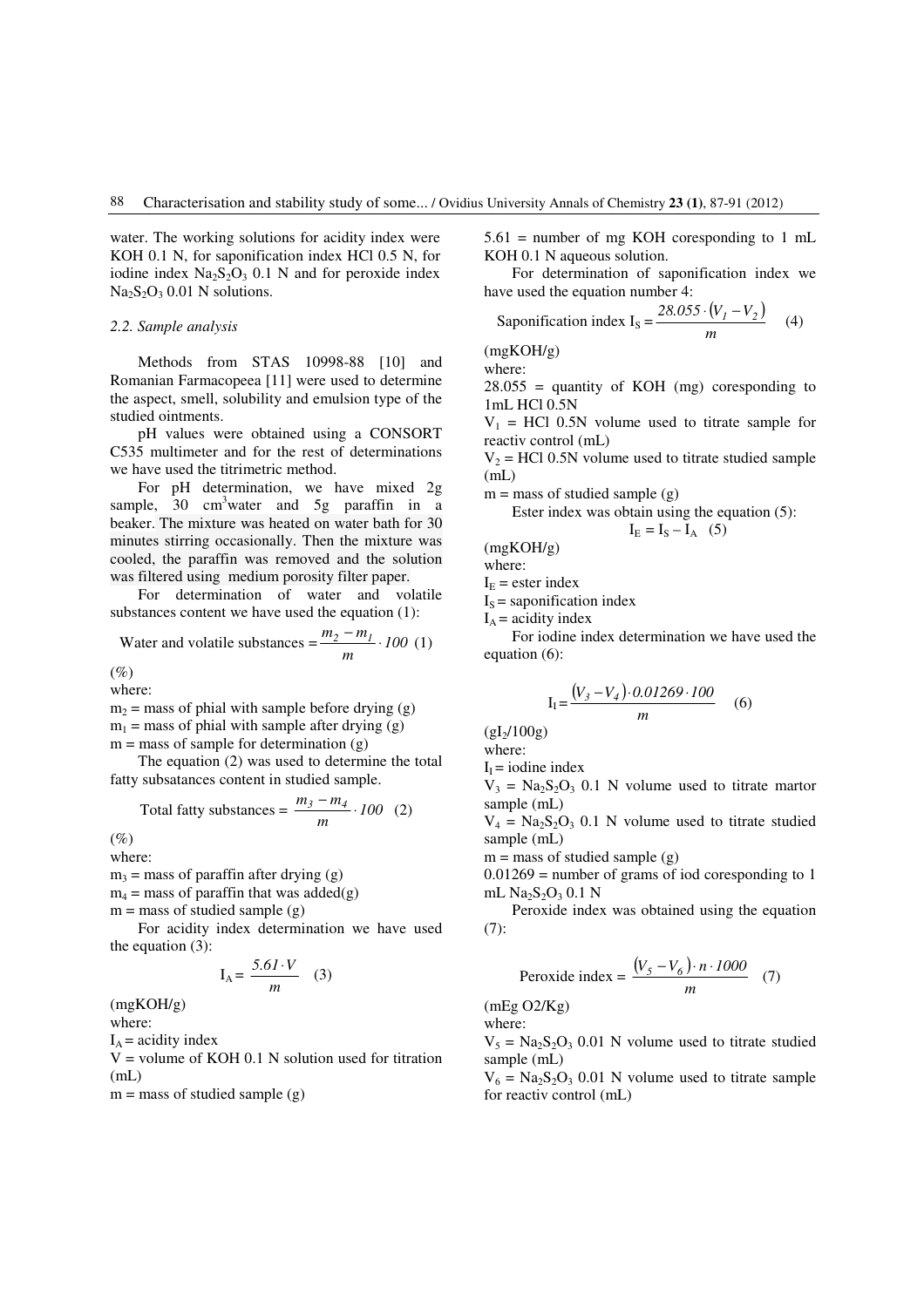water. The working solutions for acidity index were KOH 0.1 N, for saponification index HCl 0.5 N, for iodine index $Na_2S_2O_3$ 0.1 N and for peroxide index $Na_2S_2O_3$ 0.01 N solutions.

### *2.2. Sample analysis*

Methods from STAS 10998-88 [10] and Romanian Farmacopeea [11] were used to determine the aspect, smell, solubility and emulsion type of the studied ointments.

pH values were obtained using a CONSORT C535 multimeter and for the rest of determinations we have used the titrimetric method.

For pH determination, we have mixed 2g sample, 30 $cm^3$water and 5g paraffin in a beaker. The mixture was heated on water bath for 30 minutes stirring occasionally. Then the mixture was cooled, the paraffin was removed and the solution was filtered using medium porosity filter paper.

For determination of water and volatile substances content we have used the equation (1):

$$\text{Water and volatile substances} = \frac{m_2 - m_1}{m} \cdot 100 \quad (1)$$

(%)

where:

$m_2$ = mass of phial with sample before drying (g)

$m_1$ = mass of phial with sample after drying (g)

m = mass of sample for determination (g)

The equation (2) was used to determine the total fatty subsatances content in studied sample.

$$\text{Total fatty substances} = \frac{m_3 - m_4}{m} \cdot 100 \quad (2)$$

(%)

where:

$m_3$ = mass of paraffin after drying (g)

$m_4$ = mass of paraffin that was added(g)

m = mass of studied sample (g)

For acidity index determination we have used the equation (3):

$$I_A = \frac{5.61 \cdot V}{m} \quad (3)$$

(mgKOH/g)

where:

$I_A$ = acidity index

V = volume of KOH 0.1 N solution used for titration (mL)

m = mass of studied sample (g)

5.61 = number of mg KOH coresponding to 1 mL KOH 0.1 N aqueous solution.

For determination of saponification index we have used the equation number 4:

$$\text{Saponification index } I_S = \frac{28.055 \cdot (V_1 - V_2)}{m} \quad (4)$$

(mgKOH/g)

where:

28.055 = quantity of KOH (mg) coresponding to 1mL HCl 0.5N

$V_1$ = HCl 0.5N volume used to titrate sample for reactiv control (mL)

$V_2$ = HCl 0.5N volume used to titrate studied sample (mL)

m = mass of studied sample (g)

Ester index was obtain using the equation (5):

$$I_E = I_S - I_A \quad (5)$$

(mgKOH/g)

where:

$I_E$ = ester index

$I_S$ = saponification index

$I_A$ = acidity index

For iodine index determination we have used the equation (6):

$$I_I = \frac{(V_3 - V_4) \cdot 0.01269 \cdot 100}{m} \quad (6)$$

($gI_2$/100g)

where:

$I_I$ = iodine index

$V_3$ = $Na_2S_2O_3$ 0.1 N volume used to titrate martor sample (mL)

$V_4$ = $Na_2S_2O_3$ 0.1 N volume used to titrate studied sample (mL)

m = mass of studied sample (g)

0.01269 = number of grams of iod coresponding to 1 mL $Na_2S_2O_3$ 0.1 N

Peroxide index was obtained using the equation (7):

$$\text{Peroxide index} = \frac{(V_5 - V_6) \cdot n \cdot 1000}{m} \quad (7)$$

(mEg O2/Kg)

where:

$V_5$ = $Na_2S_2O_3$ 0.01 N volume used to titrate studied sample (mL)

$V_6$ = $Na_2S_2O_3$ 0.01 N volume used to titrate sample for reactiv control (mL)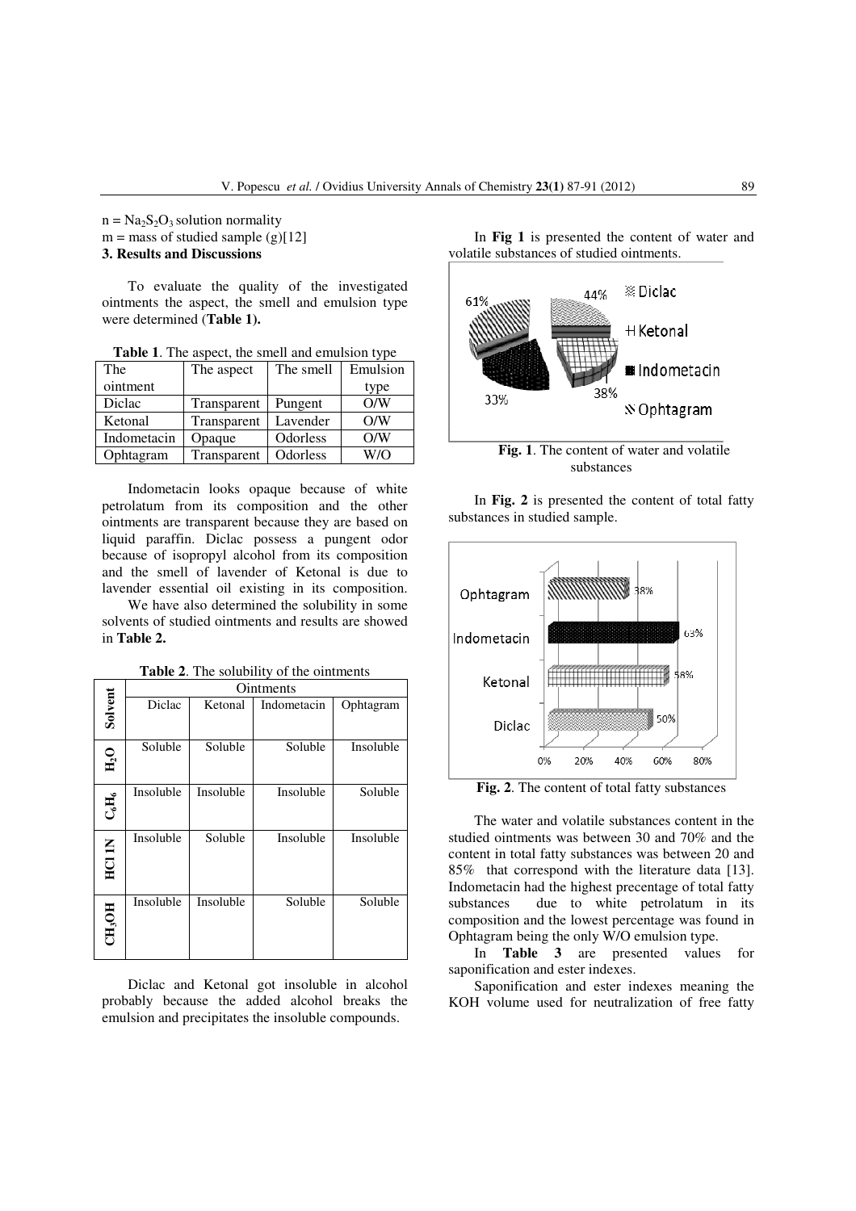n = $Na_2S_2O_3$ solution normality

m = mass of studied sample (g)[12]

### 3. Results and Discussions

To evaluate the quality of the investigated ointments the aspect, the smell and emulsion type were determined (**Table 1).**

**Table 1**. The aspect, the smell and emulsion type

| The ointment | The aspect | The smell | Emulsion type |
|---|---|---|---|
| Diclac | Transparent | Pungent | O/W |
| Ketonal | Transparent | Lavender | O/W |
| Indometacin | Opaque | Odorless | O/W |
| Ophtagram | Transparent | Odorless | W/O |

Indometacin looks opaque because of white petrolatum from its composition and the other ointments are transparent because they are based on liquid paraffin. Diclac possess a pungent odor because of isopropyl alcohol from its composition and the smell of lavender of Ketonal is due to lavender essential oil existing in its composition.

We have also determined the solubility in some solvents of studied ointments and results are showed in **Table 2.**

**Table 2**. The solubility of the ointments

| Solvent | Ointments | | | |
|---|---|---|---|---|
| | Diclac | Ketonal | Indometacin | Ophtagram |
| $H_2O$ | Soluble | Soluble | Soluble | Insoluble |
| $C_6H_6$ | Insoluble | Insoluble | Insoluble | Soluble |
| HCl 1N | Insoluble | Soluble | Insoluble | Insoluble |
| $CH_3OH$ | Insoluble | Insoluble | Soluble | Soluble |

Diclac and Ketonal got insoluble in alcohol probably because the added alcohol breaks the emulsion and precipitates the insoluble compounds.

In **Fig 1** is presented the content of water and volatile substances of studied ointments.

**Fig. 1**. The content of water and volatile substances

In **Fig. 2** is presented the content of total fatty substances in studied sample.

**Fig. 2**. The content of total fatty substances

The water and volatile substances content in the studied ointments was between 30 and 70% and the content in total fatty substances was between 20 and 85% that correspond with the literature data [13]. Indometacin had the highest precentage of total fatty substances due to white petrolatum in its composition and the lowest percentage was found in Ophtagram being the only W/O emulsion type.

In **Table 3** are presented values for saponification and ester indexes.

Saponification and ester indexes meaning the KOH volume used for neutralization of free fatty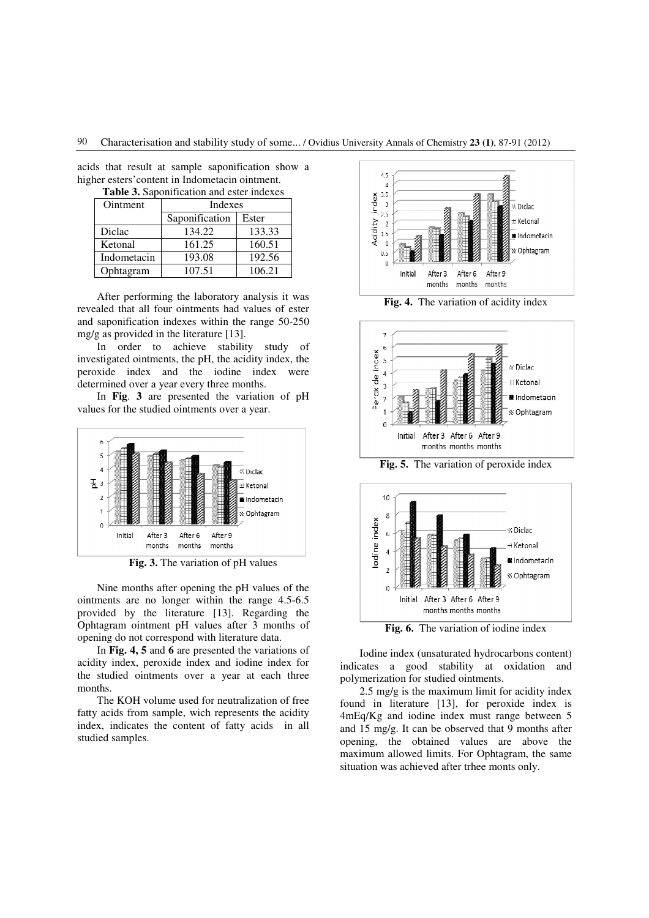acids that result at sample saponification show a higher esters'content in Indometacin ointment.

**Table 3.** Saponification and ester indexes

| Ointment | Indexes | |
|---|---|---|
| | Saponification | Ester |
| Diclac | 134.22 | 133.33 |
| Ketonal | 161.25 | 160.51 |
| Indometacin | 193.08 | 192.56 |
| Ophtagram | 107.51 | 106.21 |

After performing the laboratory analysis it was revealed that all four ointments had values of ester and saponification indexes within the range 50-250 mg/g as provided in the literature [13].

In order to achieve stability study of investigated ointments, the pH, the acidity index, the peroxide index and the iodine index were determined over a year every three months.

In **Fig**. **3** are presented the variation of pH values for the studied ointments over a year.

**Fig. 3.** The variation of pH values

Nine months after opening the pH values of the ointments are no longer within the range 4.5-6.5 provided by the literature [13]. Regarding the Ophtagram ointment pH values after 3 months of opening do not correspond with literature data.

In **Fig. 4, 5** and **6** are presented the variations of acidity index, peroxide index and iodine index for the studied ointments over a year at each three months.

The KOH volume used for neutralization of free fatty acids from sample, wich represents the acidity index, indicates the content of fatty acids in all studied samples.

**Fig. 4.** The variation of acidity index

**Fig. 5.** The variation of peroxide index

**Fig. 6.** The variation of iodine index

Iodine index (unsaturated hydrocarbons content) indicates a good stability at oxidation and polymerization for studied ointments.

2.5 mg/g is the maximum limit for acidity index found in literature [13], for peroxide index is 4mEq/Kg and iodine index must range between 5 and 15 mg/g. It can be observed that 9 months after opening, the obtained values are above the maximum allowed limits. For Ophtagram, the same situation was achieved after trhee monts only.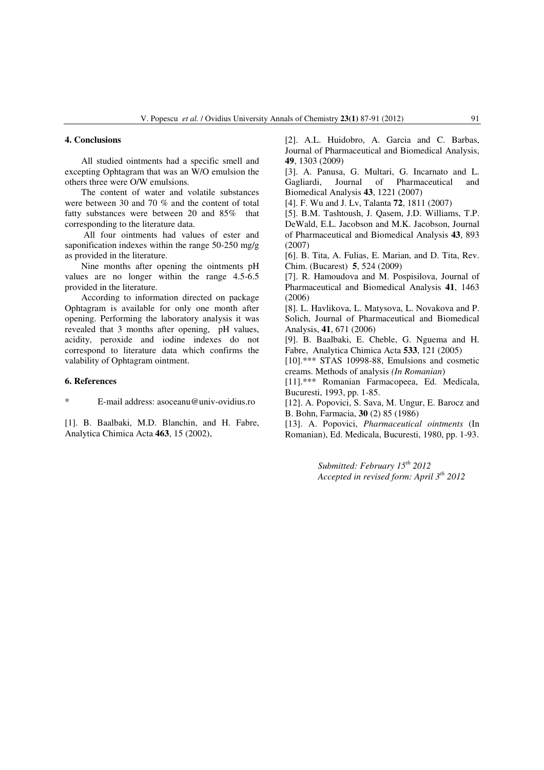## 4. Conclusions

All studied ointments had a specific smell and excepting Ophtagram that was an W/O emulsion the others three were O/W emulsions.

The content of water and volatile substances were between 30 and 70 % and the content of total fatty substances were between 20 and 85% that corresponding to the literature data.

All four ointments had values of ester and saponification indexes within the range 50-250 mg/g as provided in the literature.

Nine months after opening the ointments pH values are no longer within the range 4.5-6.5 provided in the literature.

According to information directed on package Ophtagram is available for only one month after opening. Performing the laboratory analysis it was revealed that 3 months after opening, pH values, acidity, peroxide and iodine indexes do not correspond to literature data which confirms the valability of Ophtagram ointment.

## 6. References

\* E-mail address: asoceanu@univ-ovidius.ro

[1]. B. Baalbaki, M.D. Blanchin, and H. Fabre, Analytica Chimica Acta **463**, 15 (2002),

[2]. A.L. Huidobro, A. Garcia and C. Barbas, Journal of Pharmaceutical and Biomedical Analysis, **49**, 1303 (2009)

[3]. A. Panusa, G. Multari, G. Incarnato and L. Gagliardi, Journal of Pharmaceutical and Biomedical Analysis **43**, 1221 (2007)

[4]. F. Wu and J. Lv, Talanta **72**, 1811 (2007)

[5]. B.M. Tashtoush, J. Qasem, J.D. Williams, T.P. DeWald, E.L. Jacobson and M.K. Jacobson, Journal of Pharmaceutical and Biomedical Analysis **43**, 893 (2007)

[6]. B. Tita, A. Fulias, E. Marian, and D. Tita, Rev. Chim. (Bucarest) **5**, 524 (2009)

[7]. R. Hamoudova and M. Pospisilova, Journal of Pharmaceutical and Biomedical Analysis **41**, 1463 (2006)

[8]. L. Havlikova, L. Matysova, L. Novakova and P. Solich, Journal of Pharmaceutical and Biomedical Analysis, **41**, 671 (2006)

[9]. B. Baalbaki, E. Cheble, G. Nguema and H. Fabre, Analytica Chimica Acta **533**, 121 (2005)

[10].*** STAS 10998-88, Emulsions and cosmetic creams. Methods of analysis *(In Romanian)*

[11].*** Romanian Farmacopeea, Ed. Medicala, Bucuresti, 1993, pp. 1-85.

[12]. A. Popovici, S. Sava, M. Ungur, E. Barocz and B. Bohn, Farmacia, **30** (2) 85 (1986)

[13]. A. Popovici, *Pharmaceutical ointments* (In Romanian), Ed. Medicala, Bucuresti, 1980, pp. 1-93.

*Submitted: February 15th 2012*
*Accepted in revised form: April 3th 2012*